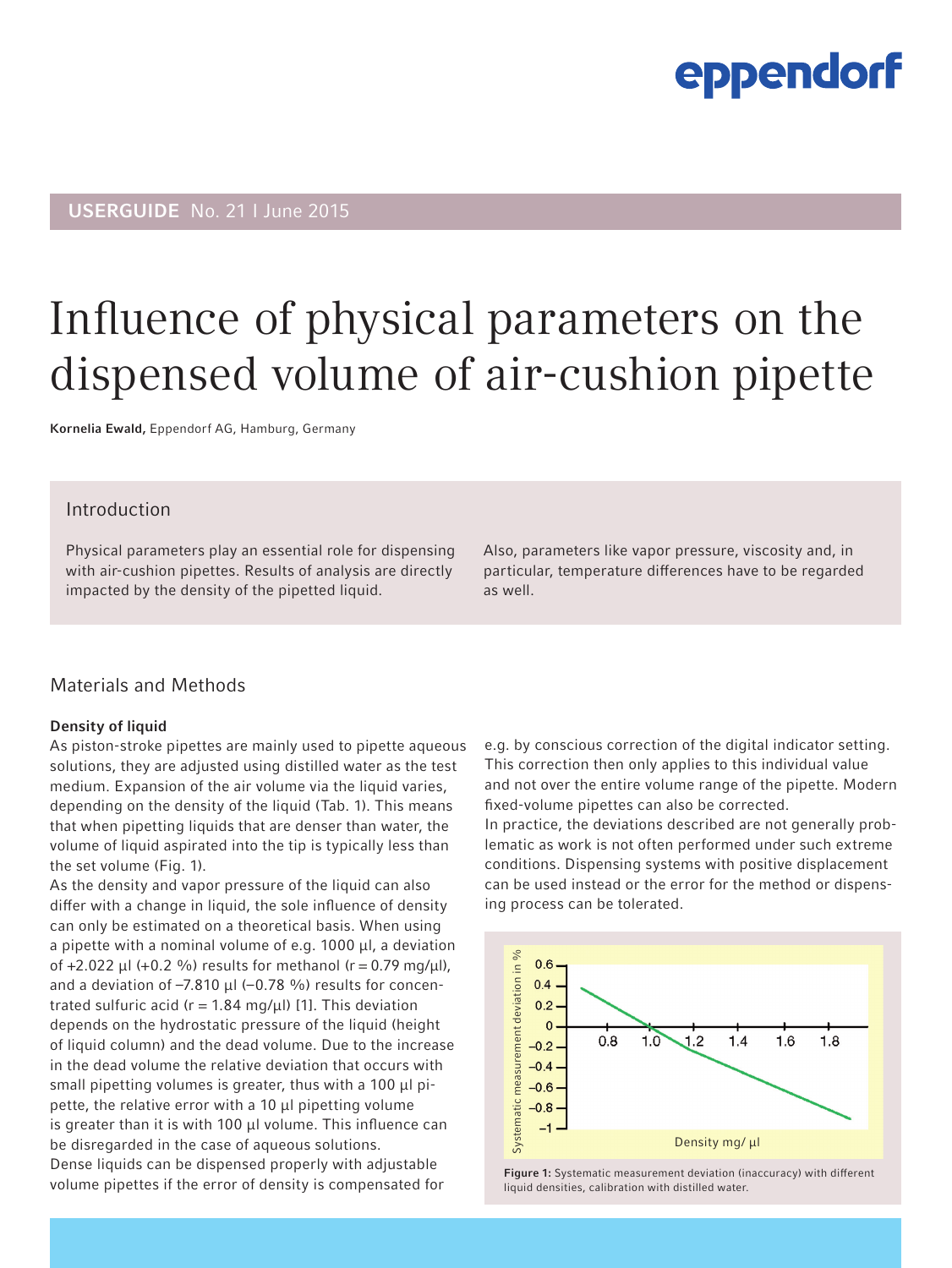eppendorf

**USERGUIDE** No. 21 I June 2015

# Influence of physical parameters on the dispensed volume of air-cushion pipette

**Kornelia Ewald,** Eppendorf AG, Hamburg, Germany

## Introduction

Physical parameters play an essential role for dispensing with air-cushion pipettes. Results of analysis are directly impacted by the density of the pipetted liquid.

Also, parameters like vapor pressure, viscosity and, in particular, temperature differences have to be regarded as well.

## Materials and Methods

### Density of liquid

As piston-stroke pipettes are mainly used to pipette aqueous solutions, they are adjusted using distilled water as the test medium. Expansion of the air volume via the liquid varies, depending on the density of the liquid (Tab. 1). This means that when pipetting liquids that are denser than water, the volume of liquid aspirated into the tip is typically less than the set volume (Fig. 1).

As the density and vapor pressure of the liquid can also differ with a change in liquid, the sole influence of density can only be estimated on a theoretical basis. When using a pipette with a nominal volume of e.g. 1000 µl, a deviation of +2.022 µl (+0.2 %) results for methanol (r = 0.79 mg/µl), and a deviation of –7.810 µl (–0.78 %) results for concentrated sulfuric acid (r = 1.84 mg/µl) [1]. This deviation depends on the hydrostatic pressure of the liquid (height of liquid column) and the dead volume. Due to the increase in the dead volume the relative deviation that occurs with small pipetting volumes is greater, thus with a 100 µl pipette, the relative error with a 10 µl pipetting volume is greater than it is with 100 µl volume. This influence can be disregarded in the case of aqueous solutions.

Dense liquids can be dispensed properly with adjustable volume pipettes if the error of density is compensated for e.g. by conscious correction of the digital indicator setting. This correction then only applies to this individual value and not over the entire volume range of the pipette. Modern fixed-volume pipettes can also be corrected.

In practice, the deviations described are not generally problematic as work is not often performed under such extreme conditions. Dispensing systems with positive displacement can be used instead or the error for the method or dispensing process can be tolerated.

Figure 1: Systematic measurement deviation (inaccuracy) with different liquid densities, calibration with distilled water.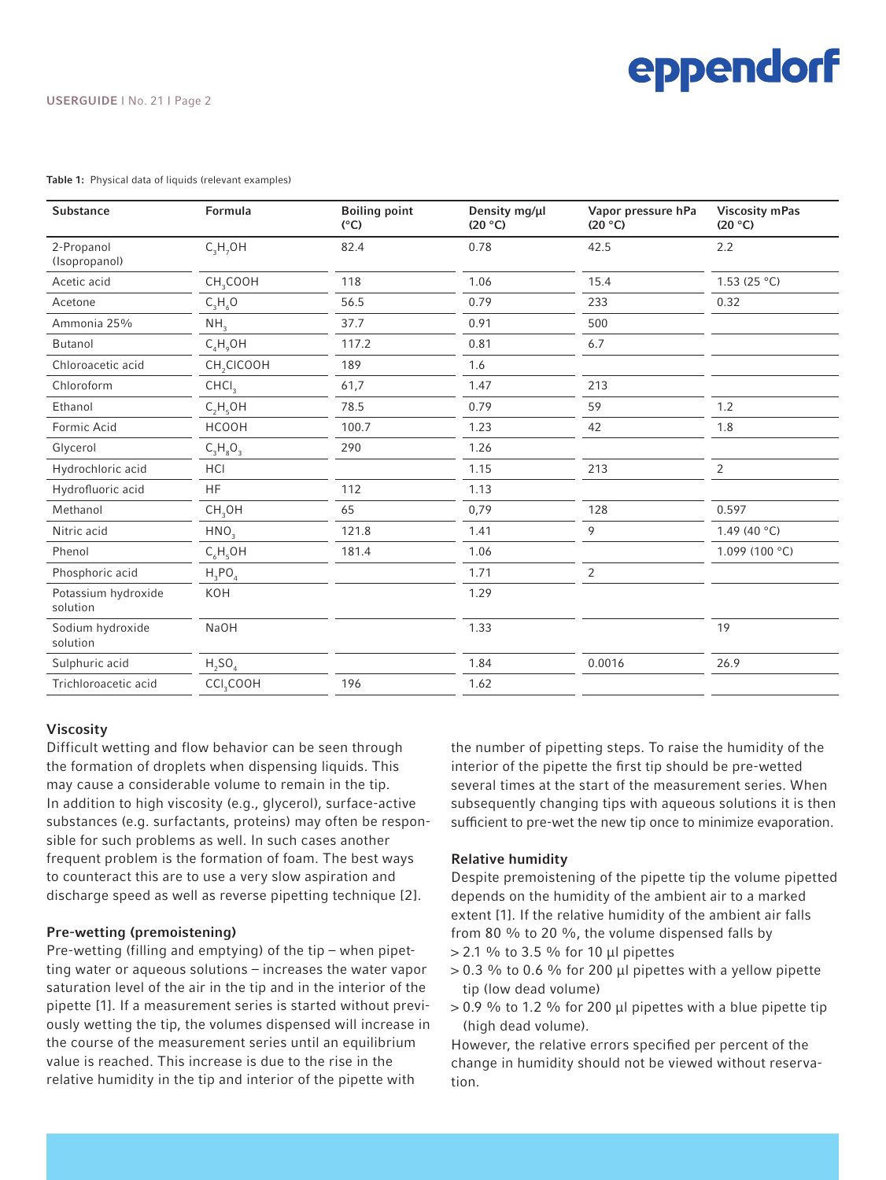**Table 1:** Physical data of liquids (relevant examples)

| Substance | Formula | Boiling point (°C) | Density mg/µl (20 °C) | Vapor pressure hPa (20 °C) | Viscosity mPas (20 °C) |
|---|---|---|---|---|---|
| 2-Propanol (Isopropanol) | $C_3H_7OH$ | 82.4 | 0.78 | 42.5 | 2.2 |
| Acetic acid | $CH_3COOH$ | 118 | 1.06 | 15.4 | 1.53 (25 °C) |
| Acetone | $C_3H_6O$ | 56.5 | 0.79 | 233 | 0.32 |
| Ammonia 25% | $NH_3$ | 37.7 | 0.91 | 500 | |
| Butanol | $C_4H_9OH$ | 117.2 | 0.81 | 6.7 | |
| Chloroacetic acid | $CH_2ClCOOH$ | 189 | 1.6 | | |
| Chloroform | $CHCl_3$ | 61,7 | 1.47 | 213 | |
| Ethanol | $C_2H_5OH$ | 78.5 | 0.79 | 59 | 1.2 |
| Formic Acid | HCOOH | 100.7 | 1.23 | 42 | 1.8 |
| Glycerol | $C_3H_8O_3$ | 290 | 1.26 | | |
| Hydrochloric acid | HCl | | 1.15 | 213 | 2 |
| Hydrofluoric acid | HF | 112 | 1.13 | | |
| Methanol | $CH_3OH$ | 65 | 0,79 | 128 | 0.597 |
| Nitric acid | $HNO_3$ | 121.8 | 1.41 | 9 | 1.49 (40 °C) |
| Phenol | $C_6H_5OH$ | 181.4 | 1.06 | | 1.099 (100 °C) |
| Phosphoric acid | $H_3PO_4$ | | 1.71 | 2 | |
| Potassium hydroxide solution | KOH | | 1.29 | | |
| Sodium hydroxide solution | NaOH | | 1.33 | | 19 |
| Sulphuric acid | $H_2SO_4$ | | 1.84 | 0.0016 | 26.9 |
| Trichloroacetic acid | $CCl_3COOH$ | 196 | 1.62 | | |

### Viscosity

Difficult wetting and flow behavior can be seen through the formation of droplets when dispensing liquids. This may cause a considerable volume to remain in the tip. In addition to high viscosity (e.g., glycerol), surface-active substances (e.g. surfactants, proteins) may often be responsible for such problems as well. In such cases another frequent problem is the formation of foam. The best ways to counteract this are to use a very slow aspiration and discharge speed as well as reverse pipetting technique [2].

### Pre-wetting (premoistening)

Pre-wetting (filling and emptying) of the tip – when pipetting water or aqueous solutions – increases the water vapor saturation level of the air in the tip and in the interior of the pipette [1]. If a measurement series is started without previously wetting the tip, the volumes dispensed will increase in the course of the measurement series until an equilibrium value is reached. This increase is due to the rise in the relative humidity in the tip and interior of the pipette with the number of pipetting steps. To raise the humidity of the interior of the pipette the first tip should be pre-wetted several times at the start of the measurement series. When subsequently changing tips with aqueous solutions it is then sufficient to pre-wet the new tip once to minimize evaporation.

### Relative humidity

Despite premoistening of the pipette tip the volume pipetted depends on the humidity of the ambient air to a marked extent [1]. If the relative humidity of the ambient air falls from 80 % to 20 %, the volume dispensed falls by

- > 2.1 % to 3.5 % for 10 µl pipettes
- > 0.3 % to 0.6 % for 200 µl pipettes with a yellow pipette tip (low dead volume)
- > 0.9 % to 1.2 % for 200 µl pipettes with a blue pipette tip (high dead volume).

However, the relative errors specified per percent of the change in humidity should not be viewed without reservation.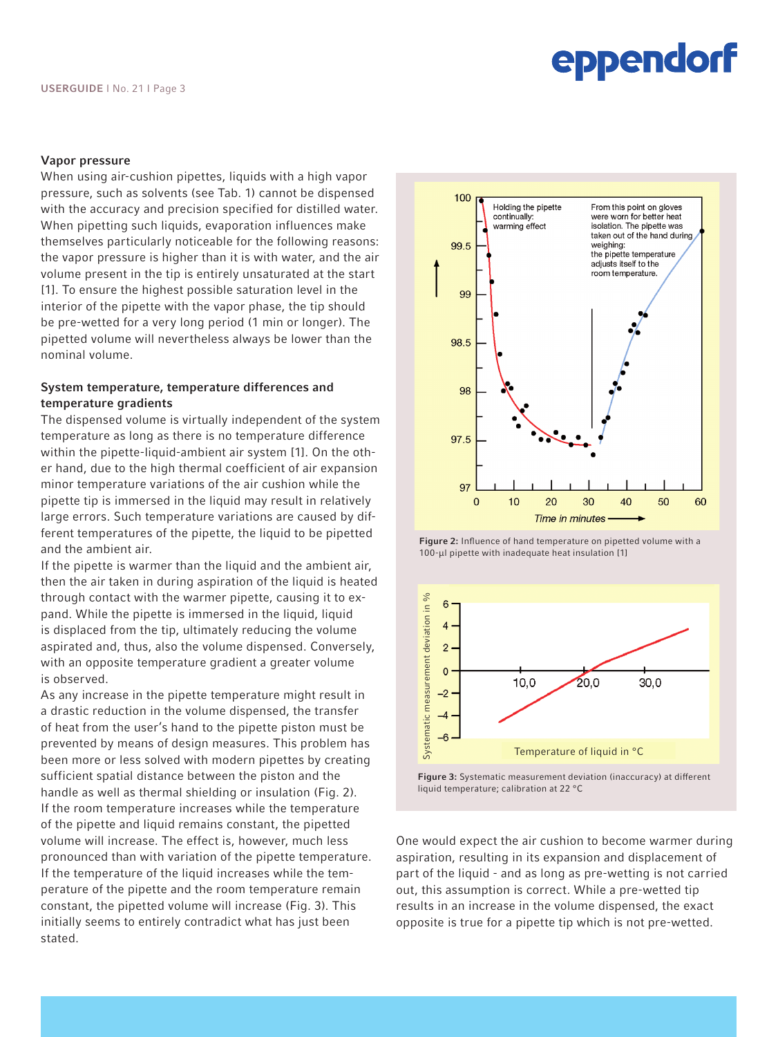### Vapor pressure

When using air-cushion pipettes, liquids with a high vapor pressure, such as solvents (see Tab. 1) cannot be dispensed with the accuracy and precision specified for distilled water. When pipetting such liquids, evaporation influences make themselves particularly noticeable for the following reasons: the vapor pressure is higher than it is with water, and the air volume present in the tip is entirely unsaturated at the start [1]. To ensure the highest possible saturation level in the interior of the pipette with the vapor phase, the tip should be pre-wetted for a very long period (1 min or longer). The pipetted volume will nevertheless always be lower than the nominal volume.

### System temperature, temperature differences and temperature gradients

The dispensed volume is virtually independent of the system temperature as long as there is no temperature difference within the pipette-liquid-ambient air system [1]. On the other hand, due to the high thermal coefficient of air expansion minor temperature variations of the air cushion while the pipette tip is immersed in the liquid may result in relatively large errors. Such temperature variations are caused by different temperatures of the pipette, the liquid to be pipetted and the ambient air.

If the pipette is warmer than the liquid and the ambient air, then the air taken in during aspiration of the liquid is heated through contact with the warmer pipette, causing it to expand. While the pipette is immersed in the liquid, liquid is displaced from the tip, ultimately reducing the volume aspirated and, thus, also the volume dispensed. Conversely, with an opposite temperature gradient a greater volume is observed.

As any increase in the pipette temperature might result in a drastic reduction in the volume dispensed, the transfer of heat from the user's hand to the pipette piston must be prevented by means of design measures. This problem has been more or less solved with modern pipettes by creating sufficient spatial distance between the piston and the handle as well as thermal shielding or insulation (Fig. 2).

If the room temperature increases while the temperature of the pipette and liquid remains constant, the pipetted volume will increase. The effect is, however, much less pronounced than with variation of the pipette temperature.

If the temperature of the liquid increases while the temperature of the pipette and the room temperature remain constant, the pipetted volume will increase (Fig. 3). This initially seems to entirely contradict what has just been stated.

**Figure 2:** Influence of hand temperature on pipetted volume with a 100-µl pipette with inadequate heat insulation [1]

**Figure 3:** Systematic measurement deviation (inaccuracy) at different liquid temperature; calibration at 22 °C

One would expect the air cushion to become warmer during aspiration, resulting in its expansion and displacement of part of the liquid - and as long as pre-wetting is not carried out, this assumption is correct. While a pre-wetted tip results in an increase in the volume dispensed, the exact opposite is true for a pipette tip which is not pre-wetted.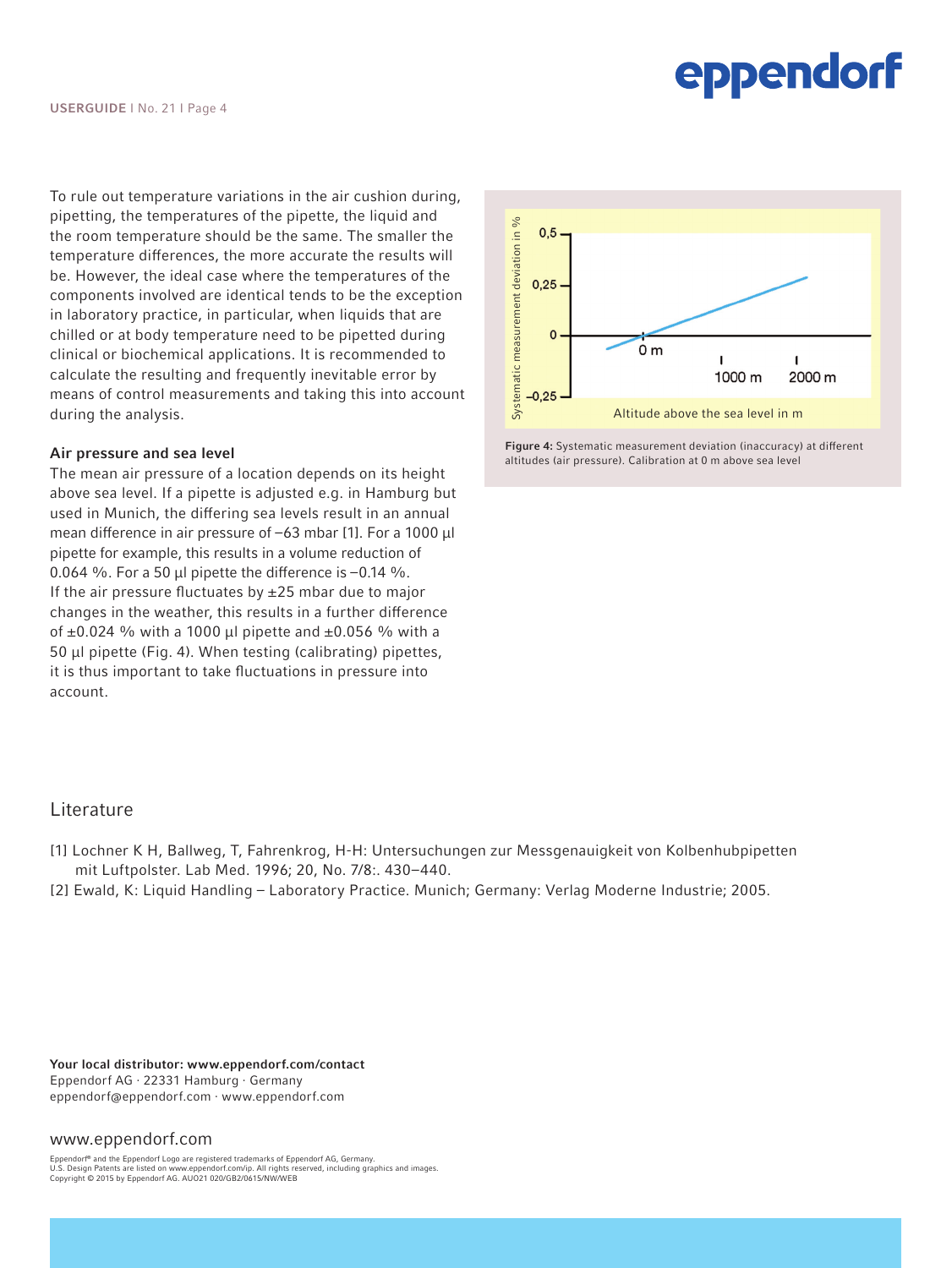To rule out temperature variations in the air cushion during, pipetting, the temperatures of the pipette, the liquid and the room temperature should be the same. The smaller the temperature differences, the more accurate the results will be. However, the ideal case where the temperatures of the components involved are identical tends to be the exception in laboratory practice, in particular, when liquids that are chilled or at body temperature need to be pipetted during clinical or biochemical applications. It is recommended to calculate the resulting and frequently inevitable error by means of control measurements and taking this into account during the analysis.

### Air pressure and sea level

The mean air pressure of a location depends on its height above sea level. If a pipette is adjusted e.g. in Hamburg but used in Munich, the differing sea levels result in an annual mean difference in air pressure of −63 mbar [1]. For a 1000 µl pipette for example, this results in a volume reduction of 0.064 %. For a 50 µl pipette the difference is −0.14 %. If the air pressure fluctuates by ±25 mbar due to major changes in the weather, this results in a further difference of ±0.024 % with a 1000 µl pipette and ±0.056 % with a 50 µl pipette (Fig. 4). When testing (calibrating) pipettes, it is thus important to take fluctuations in pressure into account.

Systematic measurement deviation in %
0,5
0,25
0
−0,25
0 m
1000 m
2000 m
Altitude above the sea level in m

**Figure 4:** Systematic measurement deviation (inaccuracy) at different altitudes (air pressure). Calibration at 0 m above sea level

## Literature

[1] Lochner K H, Ballweg, T, Fahrenkrog, H-H: Untersuchungen zur Messgenauigkeit von Kolbenhubpipetten mit Luftpolster. Lab Med. 1996; 20, No. 7/8:. 430–440.

[2] Ewald, K: Liquid Handling – Laboratory Practice. Munich; Germany: Verlag Moderne Industrie; 2005.

**Your local distributor: www.eppendorf.com/contact**
Eppendorf AG · 22331 Hamburg · Germany
eppendorf@eppendorf.com · www.eppendorf.com

www.eppendorf.com

Eppendorf® and the Eppendorf Logo are registered trademarks of Eppendorf AG, Germany.
U.S. Design Patents are listed on www.eppendorf.com/ip. All rights reserved, including graphics and images.
Copyright © 2015 by Eppendorf AG. AUO21 020/GB2/0615/NW/WEB